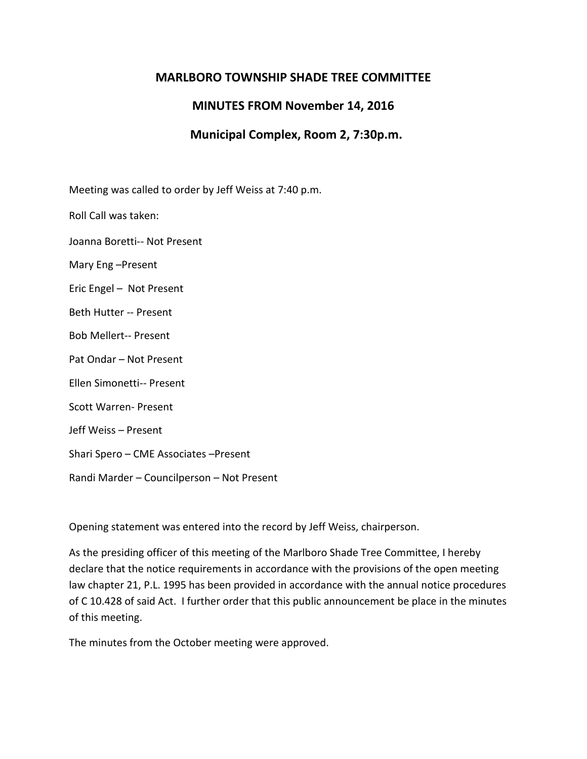# MARLBORO TOWNSHIP SHADE TREE COMMITTEE

## MINUTES FROM November 14, 2016

## Municipal Complex, Room 2, 7:30p.m.

Meeting was called to order by Jeff Weiss at 7:40 p.m.

Roll Call was taken:

Joanna Boretti-- Not Present

Mary Eng –Present

Eric Engel – Not Present

Beth Hutter -- Present

Bob Mellert-- Present

Pat Ondar – Not Present

Ellen Simonetti-- Present

Scott Warren- Present

Jeff Weiss – Present

Shari Spero – CME Associates –Present

Randi Marder – Councilperson – Not Present

Opening statement was entered into the record by Jeff Weiss, chairperson.

As the presiding officer of this meeting of the Marlboro Shade Tree Committee, I hereby declare that the notice requirements in accordance with the provisions of the open meeting law chapter 21, P.L. 1995 has been provided in accordance with the annual notice procedures of C 10.428 of said Act. I further order that this public announcement be place in the minutes of this meeting.

The minutes from the October meeting were approved.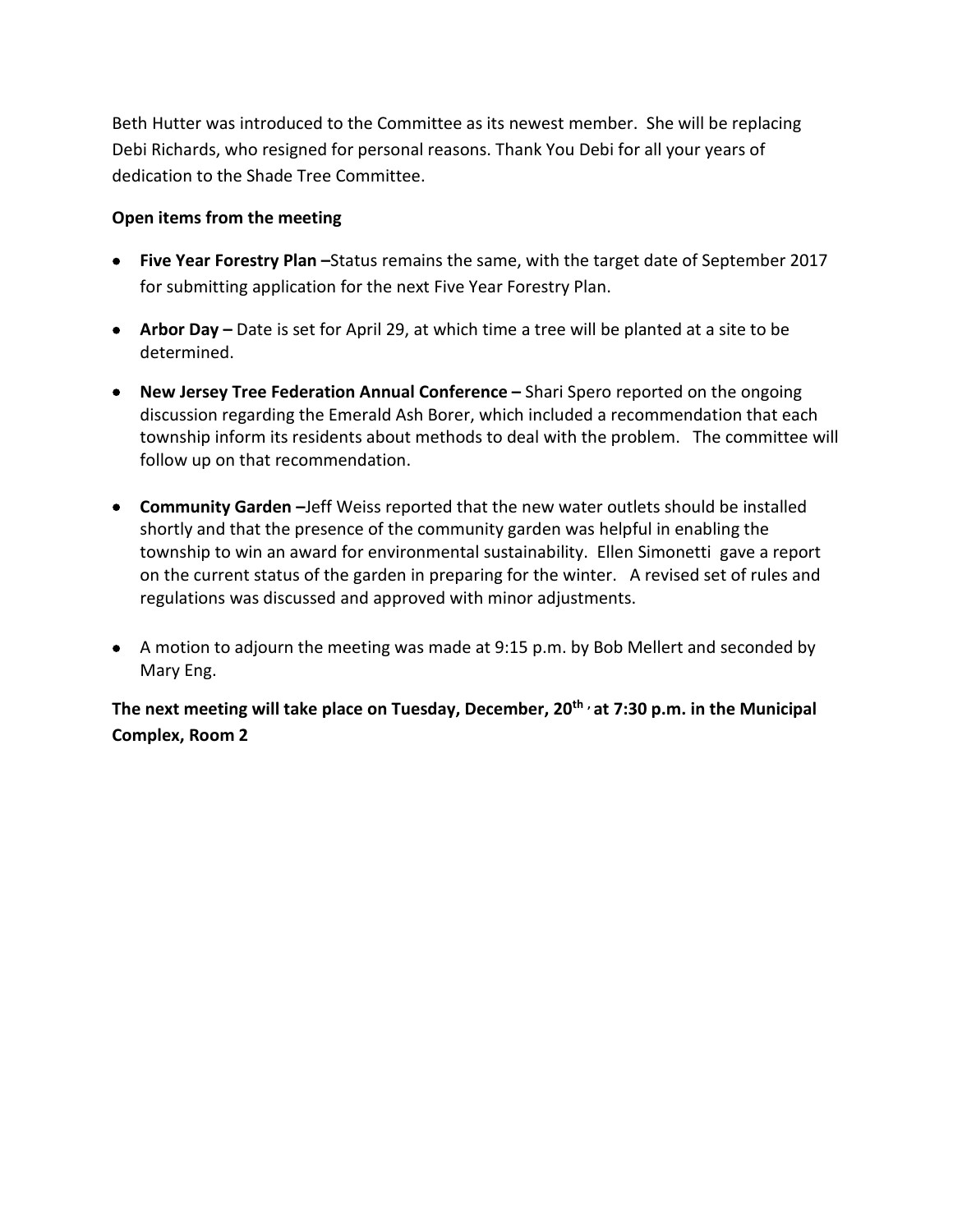Beth Hutter was introduced to the Committee as its newest member. She will be replacing Debi Richards, who resigned for personal reasons. Thank You Debi for all your years of dedication to the Shade Tree Committee.

**Open items from the meeting**

- **Five Year Forestry Plan –**Status remains the same, with the target date of September 2017 for submitting application for the next Five Year Forestry Plan.
- **Arbor Day –** Date is set for April 29, at which time a tree will be planted at a site to be determined.
- **New Jersey Tree Federation Annual Conference –** Shari Spero reported on the ongoing discussion regarding the Emerald Ash Borer, which included a recommendation that each township inform its residents about methods to deal with the problem. The committee will follow up on that recommendation.
- **Community Garden –**Jeff Weiss reported that the new water outlets should be installed shortly and that the presence of the community garden was helpful in enabling the township to win an award for environmental sustainability. Ellen Simonetti gave a report on the current status of the garden in preparing for the winter. A revised set of rules and regulations was discussed and approved with minor adjustments.
- A motion to adjourn the meeting was made at 9:15 p.m. by Bob Mellert and seconded by Mary Eng.

**The next meeting will take place on Tuesday, December, 20th , at 7:30 p.m. in the Municipal Complex, Room 2**